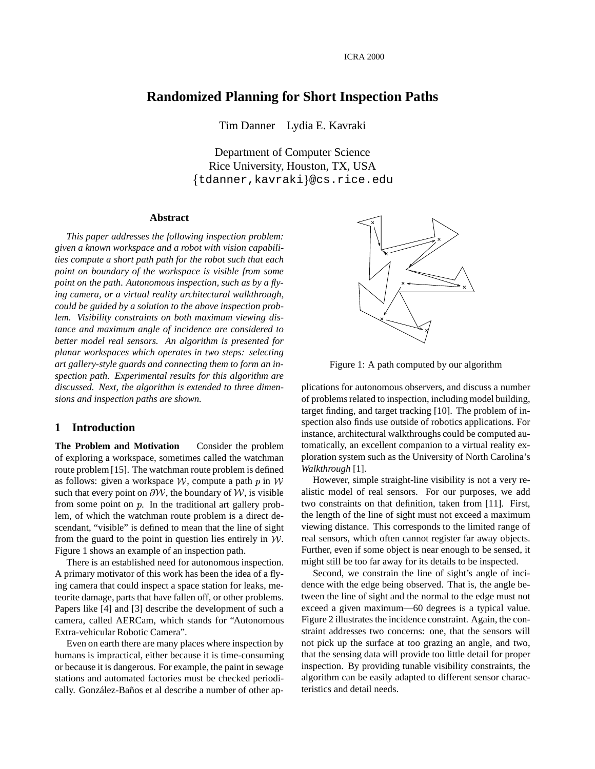# Randomized Planning for Short Inspection Paths

Tim Danner    Lydia E. Kavraki

Department of Computer Science
Rice University, Houston, TX, USA
{tdanner,kavraki}@cs.rice.edu

### Abstract

*This paper addresses the following inspection problem: given a known workspace and a robot with vision capabilities compute a short path path for the robot such that each point on boundary of the workspace is visible from some point on the path. Autonomous inspection, such as by a flying camera, or a virtual reality architectural walkthrough, could be guided by a solution to the above inspection problem. Visibility constraints on both maximum viewing distance and maximum angle of incidence are considered to better model real sensors. An algorithm is presented for planar workspaces which operates in two steps: selecting art gallery-style guards and connecting them to form an inspection path. Experimental results for this algorithm are discussed. Next, the algorithm is extended to three dimensions and inspection paths are shown.*

## 1 Introduction

**The Problem and Motivation** Consider the problem of exploring a workspace, sometimes called the watchman route problem [15]. The watchman route problem is defined as follows: given a workspace $\mathcal{W}$, compute a path $p$ in $\mathcal{W}$ such that every point on $\partial\mathcal{W}$, the boundary of $\mathcal{W}$, is visible from some point on $p$. In the traditional art gallery problem, of which the watchman route problem is a direct descendant, "visible" is defined to mean that the line of sight from the guard to the point in question lies entirely in $\mathcal{W}$. Figure 1 shows an example of an inspection path.

There is an established need for autonomous inspection. A primary motivator of this work has been the idea of a flying camera that could inspect a space station for leaks, meteorite damage, parts that have fallen off, or other problems. Papers like [4] and [3] describe the development of such a camera, called AERCam, which stands for "Autonomous Extra-vehicular Robotic Camera".

Even on earth there are many places where inspection by humans is impractical, either because it is time-consuming or because it is dangerous. For example, the paint in sewage stations and automated factories must be checked periodically. González-Baños et al describe a number of other applications for autonomous observers, and discuss a number of problems related to inspection, including model building, target finding, and target tracking [10]. The problem of inspection also finds use outside of robotics applications. For instance, architectural walkthroughs could be computed automatically, an excellent companion to a virtual reality exploration system such as the University of North Carolina's *Walkthrough* [1].

Figure 1: A path computed by our algorithm

However, simple straight-line visibility is not a very realistic model of real sensors. For our purposes, we add two constraints on that definition, taken from [11]. First, the length of the line of sight must not exceed a maximum viewing distance. This corresponds to the limited range of real sensors, which often cannot register far away objects. Further, even if some object is near enough to be sensed, it might still be too far away for its details to be inspected.

Second, we constrain the line of sight's angle of incidence with the edge being observed. That is, the angle between the line of sight and the normal to the edge must not exceed a given maximum—60 degrees is a typical value. Figure 2 illustrates the incidence constraint. Again, the constraint addresses two concerns: one, that the sensors will not pick up the surface at too grazing an angle, and two, that the sensing data will provide too little detail for proper inspection. By providing tunable visibility constraints, the algorithm can be easily adapted to different sensor characteristics and detail needs.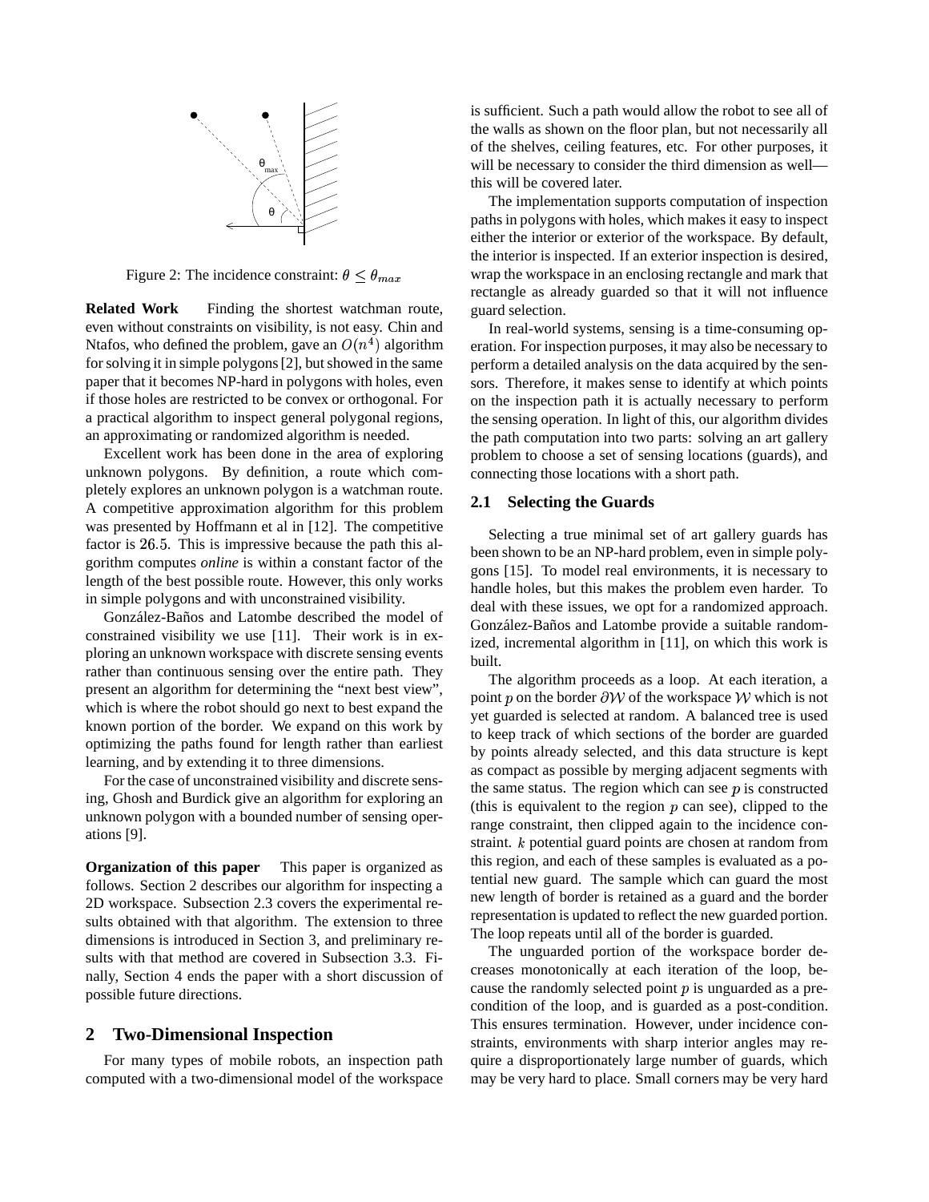Figure 2: The incidence constraint: $\theta \leq \theta_{max}$

**Related Work** Finding the shortest watchman route, even without constraints on visibility, is not easy. Chin and Ntafos, who defined the problem, gave an $O(n^4)$ algorithm for solving it in simple polygons [2], but showed in the same paper that it becomes NP-hard in polygons with holes, even if those holes are restricted to be convex or orthogonal. For a practical algorithm to inspect general polygonal regions, an approximating or randomized algorithm is needed.

Excellent work has been done in the area of exploring unknown polygons. By definition, a route which completely explores an unknown polygon is a watchman route. A competitive approximation algorithm for this problem was presented by Hoffmann et al in [12]. The competitive factor is 26.5. This is impressive because the path this algorithm computes *online* is within a constant factor of the length of the best possible route. However, this only works in simple polygons and with unconstrained visibility.

González-Baños and Latombe described the model of constrained visibility we use [11]. Their work is in exploring an unknown workspace with discrete sensing events rather than continuous sensing over the entire path. They present an algorithm for determining the "next best view", which is where the robot should go next to best expand the known portion of the border. We expand on this work by optimizing the paths found for length rather than earliest learning, and by extending it to three dimensions.

For the case of unconstrained visibility and discrete sensing, Ghosh and Burdick give an algorithm for exploring an unknown polygon with a bounded number of sensing operations [9].

**Organization of this paper** This paper is organized as follows. Section 2 describes our algorithm for inspecting a 2D workspace. Subsection 2.3 covers the experimental results obtained with that algorithm. The extension to three dimensions is introduced in Section 3, and preliminary results with that method are covered in Subsection 3.3. Finally, Section 4 ends the paper with a short discussion of possible future directions.

## 2 Two-Dimensional Inspection

For many types of mobile robots, an inspection path computed with a two-dimensional model of the workspace is sufficient. Such a path would allow the robot to see all of the walls as shown on the floor plan, but not necessarily all of the shelves, ceiling features, etc. For other purposes, it will be necessary to consider the third dimension as well—this will be covered later.

The implementation supports computation of inspection paths in polygons with holes, which makes it easy to inspect either the interior or exterior of the workspace. By default, the interior is inspected. If an exterior inspection is desired, wrap the workspace in an enclosing rectangle and mark that rectangle as already guarded so that it will not influence guard selection.

In real-world systems, sensing is a time-consuming operation. For inspection purposes, it may also be necessary to perform a detailed analysis on the data acquired by the sensors. Therefore, it makes sense to identify at which points on the inspection path it is actually necessary to perform the sensing operation. In light of this, our algorithm divides the path computation into two parts: solving an art gallery problem to choose a set of sensing locations (guards), and connecting those locations with a short path.

### 2.1 Selecting the Guards

Selecting a true minimal set of art gallery guards has been shown to be an NP-hard problem, even in simple polygons [15]. To model real environments, it is necessary to handle holes, but this makes the problem even harder. To deal with these issues, we opt for a randomized approach. González-Baños and Latombe provide a suitable randomized, incremental algorithm in [11], on which this work is built.

The algorithm proceeds as a loop. At each iteration, a point $p$ on the border $\partial\mathcal{W}$ of the workspace $\mathcal{W}$ which is not yet guarded is selected at random. A balanced tree is used to keep track of which sections of the border are guarded by points already selected, and this data structure is kept as compact as possible by merging adjacent segments with the same status. The region which can see $p$ is constructed (this is equivalent to the region $p$ can see), clipped to the range constraint, then clipped again to the incidence constraint. $k$ potential guard points are chosen at random from this region, and each of these samples is evaluated as a potential new guard. The sample which can guard the most new length of border is retained as a guard and the border representation is updated to reflect the new guarded portion. The loop repeats until all of the border is guarded.

The unguarded portion of the workspace border decreases monotonically at each iteration of the loop, because the randomly selected point $p$ is unguarded as a precondition of the loop, and is guarded as a post-condition. This ensures termination. However, under incidence constraints, environments with sharp interior angles may require a disproportionately large number of guards, which may be very hard to place. Small corners may be very hard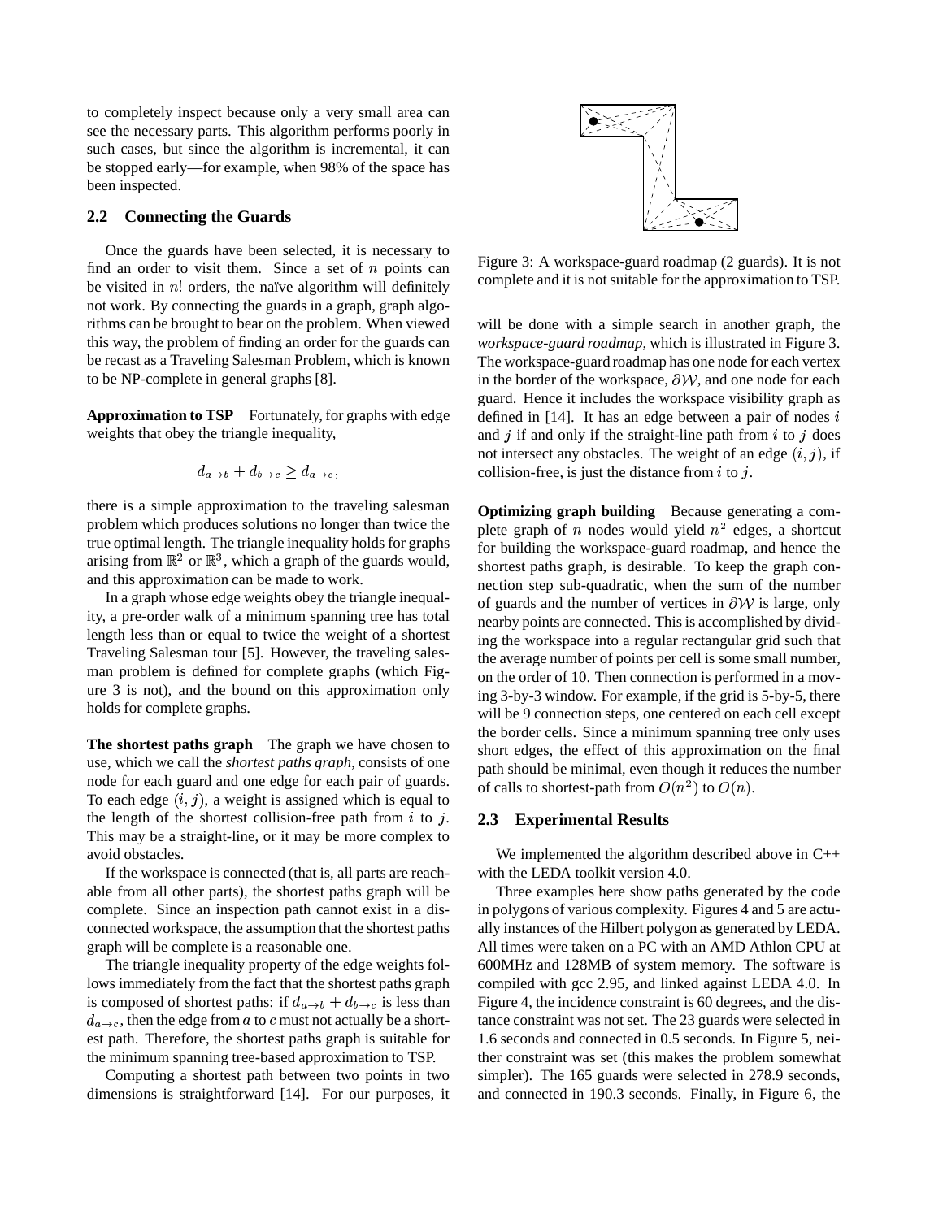to completely inspect because only a very small area can see the necessary parts. This algorithm performs poorly in such cases, but since the algorithm is incremental, it can be stopped early—for example, when 98% of the space has been inspected.

## 2.2 Connecting the Guards

Once the guards have been selected, it is necessary to find an order to visit them. Since a set of $n$ points can be visited in $n!$ orders, the naïve algorithm will definitely not work. By connecting the guards in a graph, graph algorithms can be brought to bear on the problem. When viewed this way, the problem of finding an order for the guards can be recast as a Traveling Salesman Problem, which is known to be NP-complete in general graphs [8].

**Approximation to TSP** Fortunately, for graphs with edge weights that obey the triangle inequality,

$$d_{a \to b} + d_{b \to c} \geq d_{a \to c},$$

there is a simple approximation to the traveling salesman problem which produces solutions no longer than twice the true optimal length. The triangle inequality holds for graphs arising from $\mathbb{R}^2$ or $\mathbb{R}^3$, which a graph of the guards would, and this approximation can be made to work.

In a graph whose edge weights obey the triangle inequality, a pre-order walk of a minimum spanning tree has total length less than or equal to twice the weight of a shortest Traveling Salesman tour [5]. However, the traveling salesman problem is defined for complete graphs (which Figure 3 is not), and the bound on this approximation only holds for complete graphs.

**The shortest paths graph** The graph we have chosen to use, which we call the *shortest paths graph*, consists of one node for each guard and one edge for each pair of guards. To each edge $(i, j)$, a weight is assigned which is equal to the length of the shortest collision-free path from $i$ to $j$. This may be a straight-line, or it may be more complex to avoid obstacles.

If the workspace is connected (that is, all parts are reachable from all other parts), the shortest paths graph will be complete. Since an inspection path cannot exist in a disconnected workspace, the assumption that the shortest paths graph will be complete is a reasonable one.

The triangle inequality property of the edge weights follows immediately from the fact that the shortest paths graph is composed of shortest paths: if $d_{a \to b} + d_{b \to c}$ is less than $d_{a \to c}$, then the edge from $a$ to $c$ must not actually be a shortest path. Therefore, the shortest paths graph is suitable for the minimum spanning tree-based approximation to TSP.

Computing a shortest path between two points in two dimensions is straightforward [14]. For our purposes, it will be done with a simple search in another graph, the *workspace-guard roadmap*, which is illustrated in Figure 3. The workspace-guard roadmap has one node for each vertex in the border of the workspace, $\partial\mathcal{W}$, and one node for each guard. Hence it includes the workspace visibility graph as defined in [14]. It has an edge between a pair of nodes $i$ and $j$ if and only if the straight-line path from $i$ to $j$ does not intersect any obstacles. The weight of an edge $(i, j)$, if collision-free, is just the distance from $i$ to $j$.

Figure 3: A workspace-guard roadmap (2 guards). It is not complete and it is not suitable for the approximation to TSP.

**Optimizing graph building** Because generating a complete graph of $n$ nodes would yield $n^2$ edges, a shortcut for building the workspace-guard roadmap, and hence the shortest paths graph, is desirable. To keep the graph connection step sub-quadratic, when the sum of the number of guards and the number of vertices in $\partial\mathcal{W}$ is large, only nearby points are connected. This is accomplished by dividing the workspace into a regular rectangular grid such that the average number of points per cell is some small number, on the order of 10. Then connection is performed in a moving 3-by-3 window. For example, if the grid is 5-by-5, there will be 9 connection steps, one centered on each cell except the border cells. Since a minimum spanning tree only uses short edges, the effect of this approximation on the final path should be minimal, even though it reduces the number of calls to shortest-path from $O(n^2)$ to $O(n)$.

## 2.3 Experimental Results

We implemented the algorithm described above in C++ with the LEDA toolkit version 4.0.

Three examples here show paths generated by the code in polygons of various complexity. Figures 4 and 5 are actually instances of the Hilbert polygon as generated by LEDA. All times were taken on a PC with an AMD Athlon CPU at 600MHz and 128MB of system memory. The software is compiled with gcc 2.95, and linked against LEDA 4.0. In Figure 4, the incidence constraint is 60 degrees, and the distance constraint was not set. The 23 guards were selected in 1.6 seconds and connected in 0.5 seconds. In Figure 5, neither constraint was set (this makes the problem somewhat simpler). The 165 guards were selected in 278.9 seconds, and connected in 190.3 seconds. Finally, in Figure 6, the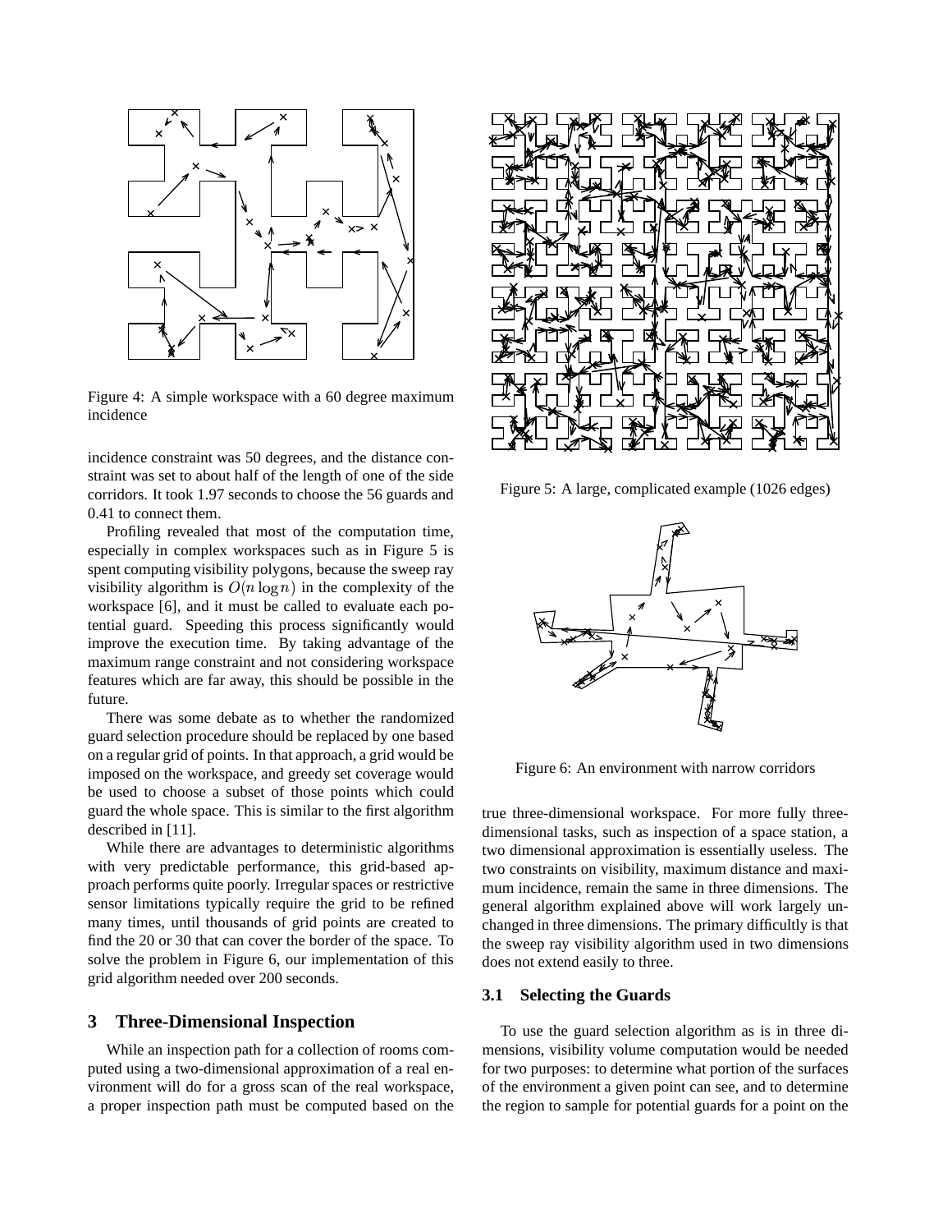Figure 4: A simple workspace with a 60 degree maximum incidence

incidence constraint was 50 degrees, and the distance constraint was set to about half of the length of one of the side corridors. It took 1.97 seconds to choose the 56 guards and 0.41 to connect them.

Profiling revealed that most of the computation time, especially in complex workspaces such as in Figure 5 is spent computing visibility polygons, because the sweep ray visibility algorithm is $O(n \log n)$ in the complexity of the workspace [6], and it must be called to evaluate each potential guard. Speeding this process significantly would improve the execution time. By taking advantage of the maximum range constraint and not considering workspace features which are far away, this should be possible in the future.

There was some debate as to whether the randomized guard selection procedure should be replaced by one based on a regular grid of points. In that approach, a grid would be imposed on the workspace, and greedy set coverage would be used to choose a subset of those points which could guard the whole space. This is similar to the first algorithm described in [11].

While there are advantages to deterministic algorithms with very predictable performance, this grid-based approach performs quite poorly. Irregular spaces or restrictive sensor limitations typically require the grid to be refined many times, until thousands of grid points are created to find the 20 or 30 that can cover the border of the space. To solve the problem in Figure 6, our implementation of this grid algorithm needed over 200 seconds.

## 3 Three-Dimensional Inspection

While an inspection path for a collection of rooms computed using a two-dimensional approximation of a real environment will do for a gross scan of the real workspace, a proper inspection path must be computed based on the true three-dimensional workspace. For more fully three-dimensional tasks, such as inspection of a space station, a two dimensional approximation is essentially useless. The two constraints on visibility, maximum distance and maximum incidence, remain the same in three dimensions. The general algorithm explained above will work largely unchanged in three dimensions. The primary difficultly is that the sweep ray visibility algorithm used in two dimensions does not extend easily to three.

Figure 5: A large, complicated example (1026 edges)

Figure 6: An environment with narrow corridors

### 3.1 Selecting the Guards

To use the guard selection algorithm as is in three dimensions, visibility volume computation would be needed for two purposes: to determine what portion of the surfaces of the environment a given point can see, and to determine the region to sample for potential guards for a point on the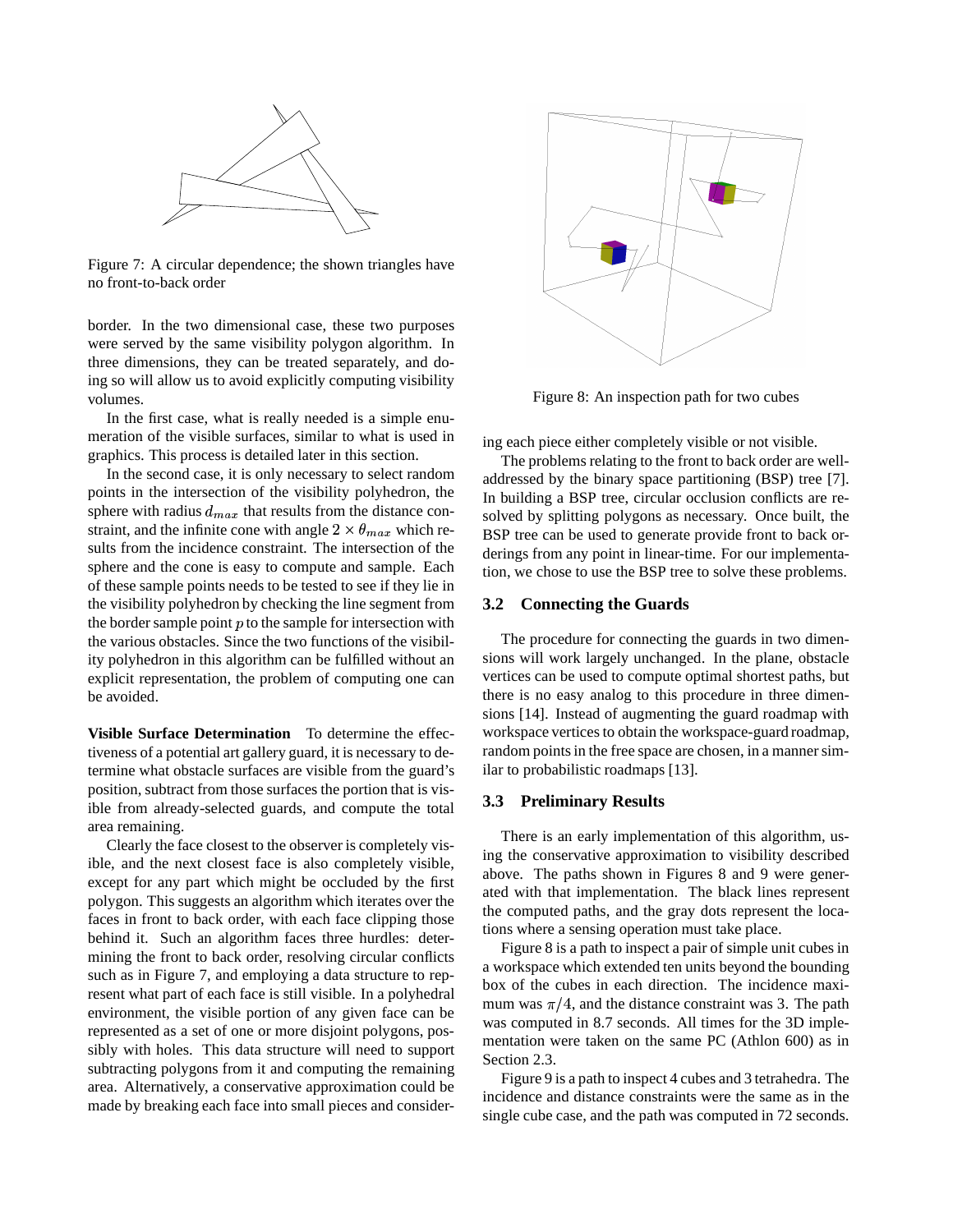Figure 7: A circular dependence; the shown triangles have no front-to-back order

border. In the two dimensional case, these two purposes were served by the same visibility polygon algorithm. In three dimensions, they can be treated separately, and doing so will allow us to avoid explicitly computing visibility volumes.

In the first case, what is really needed is a simple enumeration of the visible surfaces, similar to what is used in graphics. This process is detailed later in this section.

In the second case, it is only necessary to select random points in the intersection of the visibility polyhedron, the sphere with radius $d_{max}$ that results from the distance constraint, and the infinite cone with angle $2 \times \theta_{max}$ which results from the incidence constraint. The intersection of the sphere and the cone is easy to compute and sample. Each of these sample points needs to be tested to see if they lie in the visibility polyhedron by checking the line segment from the border sample point $p$ to the sample for intersection with the various obstacles. Since the two functions of the visibility polyhedron in this algorithm can be fulfilled without an explicit representation, the problem of computing one can be avoided.

**Visible Surface Determination** To determine the effectiveness of a potential art gallery guard, it is necessary to determine what obstacle surfaces are visible from the guard's position, subtract from those surfaces the portion that is visible from already-selected guards, and compute the total area remaining.

Clearly the face closest to the observer is completely visible, and the next closest face is also completely visible, except for any part which might be occluded by the first polygon. This suggests an algorithm which iterates over the faces in front to back order, with each face clipping those behind it. Such an algorithm faces three hurdles: determining the front to back order, resolving circular conflicts such as in Figure 7, and employing a data structure to represent what part of each face is still visible. In a polyhedral environment, the visible portion of any given face can be represented as a set of one or more disjoint polygons, possibly with holes. This data structure will need to support subtracting polygons from it and computing the remaining area. Alternatively, a conservative approximation could be made by breaking each face into small pieces and considering each piece either completely visible or not visible.

Figure 8: An inspection path for two cubes

The problems relating to the front to back order are well-addressed by the binary space partitioning (BSP) tree [7]. In building a BSP tree, circular occlusion conflicts are resolved by splitting polygons as necessary. Once built, the BSP tree can be used to generate provide front to back orderings from any point in linear-time. For our implementation, we chose to use the BSP tree to solve these problems.

### 3.2 Connecting the Guards

The procedure for connecting the guards in two dimensions will work largely unchanged. In the plane, obstacle vertices can be used to compute optimal shortest paths, but there is no easy analog to this procedure in three dimensions [14]. Instead of augmenting the guard roadmap with workspace vertices to obtain the workspace-guard roadmap, random points in the free space are chosen, in a manner similar to probabilistic roadmaps [13].

### 3.3 Preliminary Results

There is an early implementation of this algorithm, using the conservative approximation to visibility described above. The paths shown in Figures 8 and 9 were generated with that implementation. The black lines represent the computed paths, and the gray dots represent the locations where a sensing operation must take place.

Figure 8 is a path to inspect a pair of simple unit cubes in a workspace which extended ten units beyond the bounding box of the cubes in each direction. The incidence maximum was $\pi/4$, and the distance constraint was 3. The path was computed in 8.7 seconds. All times for the 3D implementation were taken on the same PC (Athlon 600) as in Section 2.3.

Figure 9 is a path to inspect 4 cubes and 3 tetrahedra. The incidence and distance constraints were the same as in the single cube case, and the path was computed in 72 seconds.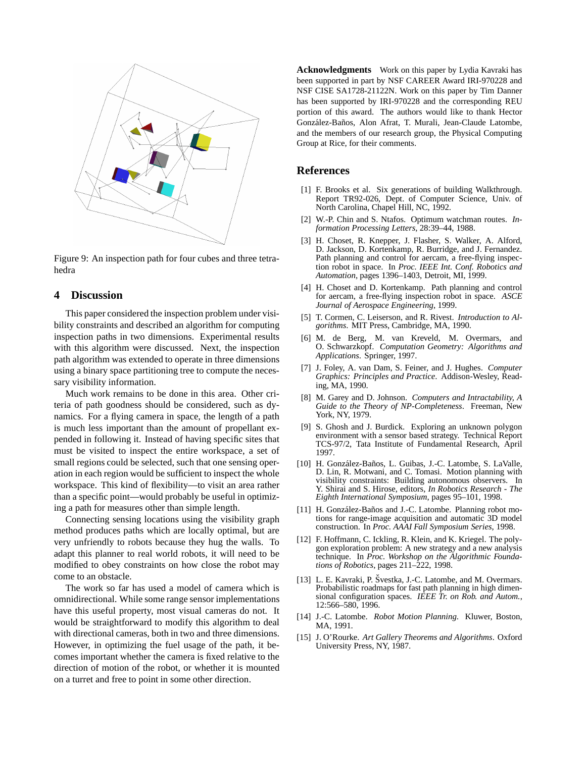Figure 9: An inspection path for four cubes and three tetrahedra

## 4 Discussion

This paper considered the inspection problem under visibility constraints and described an algorithm for computing inspection paths in two dimensions. Experimental results with this algorithm were discussed. Next, the inspection path algorithm was extended to operate in three dimensions using a binary space partitioning tree to compute the necessary visibility information.

Much work remains to be done in this area. Other criteria of path goodness should be considered, such as dynamics. For a flying camera in space, the length of a path is much less important than the amount of propellant expended in following it. Instead of having specific sites that must be visited to inspect the entire workspace, a set of small regions could be selected, such that one sensing operation in each region would be sufficient to inspect the whole workspace. This kind of flexibility—to visit an area rather than a specific point—would probably be useful in optimizing a path for measures other than simple length.

Connecting sensing locations using the visibility graph method produces paths which are locally optimal, but are very unfriendly to robots because they hug the walls. To adapt this planner to real world robots, it will need to be modified to obey constraints on how close the robot may come to an obstacle.

The work so far has used a model of camera which is omnidirectional. While some range sensor implementations have this useful property, most visual cameras do not. It would be straightforward to modify this algorithm to deal with directional cameras, both in two and three dimensions. However, in optimizing the fuel usage of the path, it becomes important whether the camera is fixed relative to the direction of motion of the robot, or whether it is mounted on a turret and free to point in some other direction.

**Acknowledgments** Work on this paper by Lydia Kavraki has been supported in part by NSF CAREER Award IRI-970228 and NSF CISE SA1728-21122N. Work on this paper by Tim Danner has been supported by IRI-970228 and the corresponding REU portion of this award. The authors would like to thank Hector González-Baños, Alon Afrat, T. Murali, Jean-Claude Latombe, and the members of our research group, the Physical Computing Group at Rice, for their comments.

## References

[1] F. Brooks et al. Six generations of building Walkthrough. Report TR92-026, Dept. of Computer Science, Univ. of North Carolina, Chapel Hill, NC, 1992.

[2] W.-P. Chin and S. Ntafos. Optimum watchman routes. *Information Processing Letters*, 28:39–44, 1988.

[3] H. Choset, R. Knepper, J. Flasher, S. Walker, A. Alford, D. Jackson, D. Kortenkamp, R. Burridge, and J. Fernandez. Path planning and control for aercam, a free-flying inspection robot in space. In *Proc. IEEE Int. Conf. Robotics and Automation*, pages 1396–1403, Detroit, MI, 1999.

[4] H. Choset and D. Kortenkamp. Path planning and control for aercam, a free-flying inspection robot in space. *ASCE Journal of Aerospace Engineering*, 1999.

[5] T. Cormen, C. Leiserson, and R. Rivest. *Introduction to Algorithms*. MIT Press, Cambridge, MA, 1990.

[6] M. de Berg, M. van Kreveld, M. Overmars, and O. Schwarzkopf. *Computation Geometry: Algorithms and Applications*. Springer, 1997.

[7] J. Foley, A. van Dam, S. Feiner, and J. Hughes. *Computer Graphics: Principles and Practice*. Addison-Wesley, Reading, MA, 1990.

[8] M. Garey and D. Johnson. *Computers and Intractability, A Guide to the Theory of NP-Completeness*. Freeman, New York, NY, 1979.

[9] S. Ghosh and J. Burdick. Exploring an unknown polygon environment with a sensor based strategy. Technical Report TCS-97/2, Tata Institute of Fundamental Research, April 1997.

[10] H. González-Baños, L. Guibas, J.-C. Latombe, S. LaValle, D. Lin, R. Motwani, and C. Tomasi. Motion planning with visibility constraints: Building autonomous observers. In Y. Shirai and S. Hirose, editors, *In Robotics Research - The Eighth International Symposium*, pages 95–101, 1998.

[11] H. González-Baños and J.-C. Latombe. Planning robot motions for range-image acquisition and automatic 3D model construction. In *Proc. AAAI Fall Symposium Series*, 1998.

[12] F. Hoffmann, C. Ickling, R. Klein, and K. Kriegel. The polygon exploration problem: A new strategy and a new analysis technique. In *Proc. Workshop on the Algorithmic Foundations of Robotics*, pages 211–222, 1998.

[13] L. E. Kavraki, P. Švestka, J.-C. Latombe, and M. Overmars. Probabilistic roadmaps for fast path planning in high dimensional configuration spaces. *IEEE Tr. on Rob. and Autom.*, 12:566–580, 1996.

[14] J.-C. Latombe. *Robot Motion Planning*. Kluwer, Boston, MA, 1991.

[15] J. O'Rourke. *Art Gallery Theorems and Algorithms*. Oxford University Press, NY, 1987.